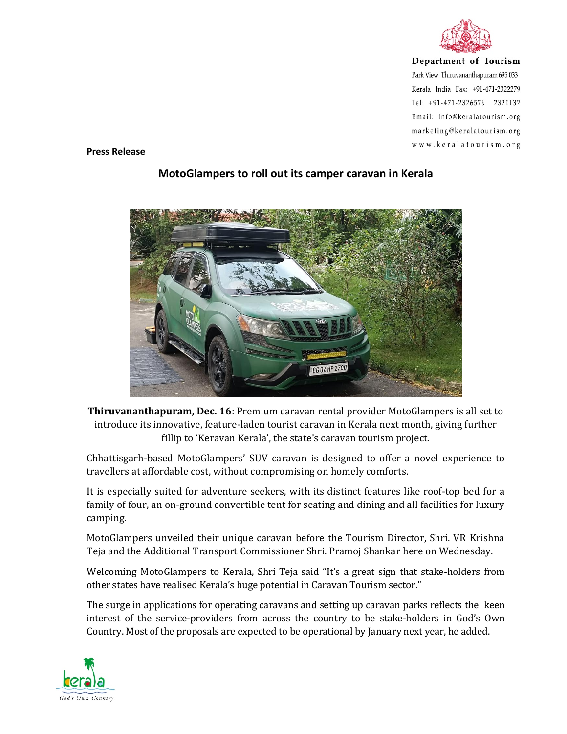Department of Tourism
Park View Thiruvananthapuram 695 033
Kerala India Fax: +91-471-2322279
Tel: +91-471-2326579 2321132
Email: info@keralatourism.org
marketing@keralatourism.org
www.keralatourism.org

**Press Release**

## MotoGlampers to roll out its camper caravan in Kerala

**Thiruvananthapuram, Dec. 16**: Premium caravan rental provider MotoGlampers is all set to introduce its innovative, feature-laden tourist caravan in Kerala next month, giving further fillip to 'Keravan Kerala', the state's caravan tourism project.

Chhattisgarh-based MotoGlampers' SUV caravan is designed to offer a novel experience to travellers at affordable cost, without compromising on homely comforts.

It is especially suited for adventure seekers, with its distinct features like roof-top bed for a family of four, an on-ground convertible tent for seating and dining and all facilities for luxury camping.

MotoGlampers unveiled their unique caravan before the Tourism Director, Shri. VR Krishna Teja and the Additional Transport Commissioner Shri. Pramoj Shankar here on Wednesday.

Welcoming MotoGlampers to Kerala, Shri Teja said "It's a great sign that stake-holders from other states have realised Kerala's huge potential in Caravan Tourism sector."

The surge in applications for operating caravans and setting up caravan parks reflects the keen interest of the service-providers from across the country to be stake-holders in God's Own Country. Most of the proposals are expected to be operational by January next year, he added.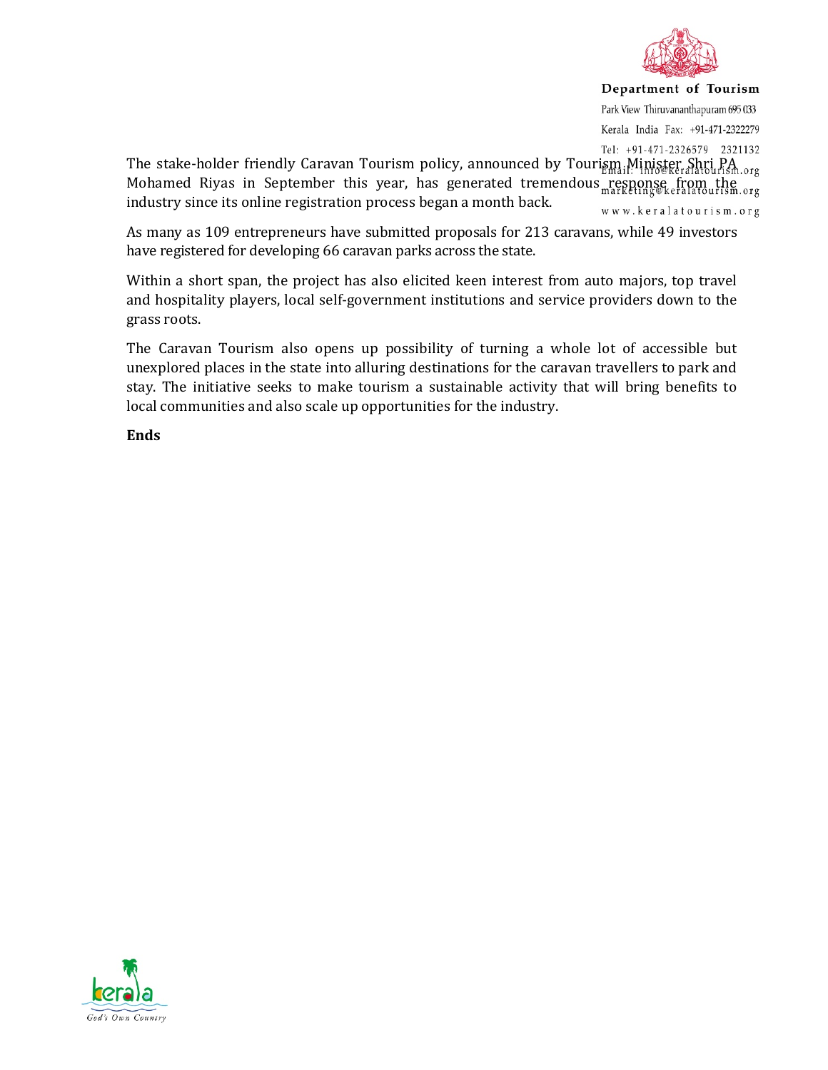The stake-holder friendly Caravan Tourism policy, announced by Tourism Minister Shri PA Mohamed Riyas in September this year, has generated tremendous response from the industry since its online registration process began a month back.

As many as 109 entrepreneurs have submitted proposals for 213 caravans, while 49 investors have registered for developing 66 caravan parks across the state.

Within a short span, the project has also elicited keen interest from auto majors, top travel and hospitality players, local self-government institutions and service providers down to the grass roots.

The Caravan Tourism also opens up possibility of turning a whole lot of accessible but unexplored places in the state into alluring destinations for the caravan travellers to park and stay. The initiative seeks to make tourism a sustainable activity that will bring benefits to local communities and also scale up opportunities for the industry.

**Ends**